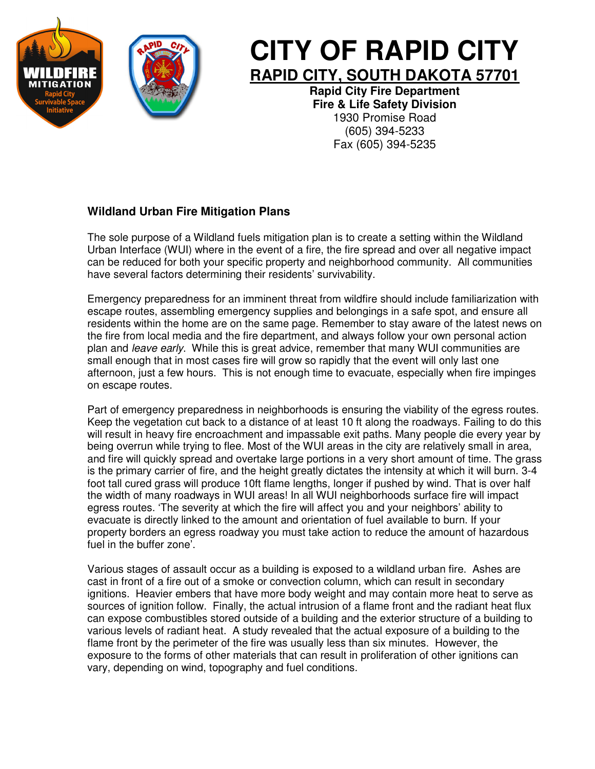# CITY OF RAPID CITY

## RAPID CITY, SOUTH DAKOTA 57701

**Rapid City Fire Department**
**Fire & Life Safety Division**
1930 Promise Road
(605) 394-5233
Fax (605) 394-5235

### Wildland Urban Fire Mitigation Plans

The sole purpose of a Wildland fuels mitigation plan is to create a setting within the Wildland Urban Interface (WUI) where in the event of a fire, the fire spread and over all negative impact can be reduced for both your specific property and neighborhood community. All communities have several factors determining their residents' survivability.

Emergency preparedness for an imminent threat from wildfire should include familiarization with escape routes, assembling emergency supplies and belongings in a safe spot, and ensure all residents within the home are on the same page. Remember to stay aware of the latest news on the fire from local media and the fire department, and always follow your own personal action plan and *leave early*. While this is great advice, remember that many WUI communities are small enough that in most cases fire will grow so rapidly that the event will only last one afternoon, just a few hours. This is not enough time to evacuate, especially when fire impinges on escape routes.

Part of emergency preparedness in neighborhoods is ensuring the viability of the egress routes. Keep the vegetation cut back to a distance of at least 10 ft along the roadways. Failing to do this will result in heavy fire encroachment and impassable exit paths. Many people die every year by being overrun while trying to flee. Most of the WUI areas in the city are relatively small in area, and fire will quickly spread and overtake large portions in a very short amount of time. The grass is the primary carrier of fire, and the height greatly dictates the intensity at which it will burn. 3-4 foot tall cured grass will produce 10ft flame lengths, longer if pushed by wind. That is over half the width of many roadways in WUI areas! In all WUI neighborhoods surface fire will impact egress routes. 'The severity at which the fire will affect you and your neighbors' ability to evacuate is directly linked to the amount and orientation of fuel available to burn. If your property borders an egress roadway you must take action to reduce the amount of hazardous fuel in the buffer zone'.

Various stages of assault occur as a building is exposed to a wildland urban fire. Ashes are cast in front of a fire out of a smoke or convection column, which can result in secondary ignitions. Heavier embers that have more body weight and may contain more heat to serve as sources of ignition follow. Finally, the actual intrusion of a flame front and the radiant heat flux can expose combustibles stored outside of a building and the exterior structure of a building to various levels of radiant heat. A study revealed that the actual exposure of a building to the flame front by the perimeter of the fire was usually less than six minutes. However, the exposure to the forms of other materials that can result in proliferation of other ignitions can vary, depending on wind, topography and fuel conditions.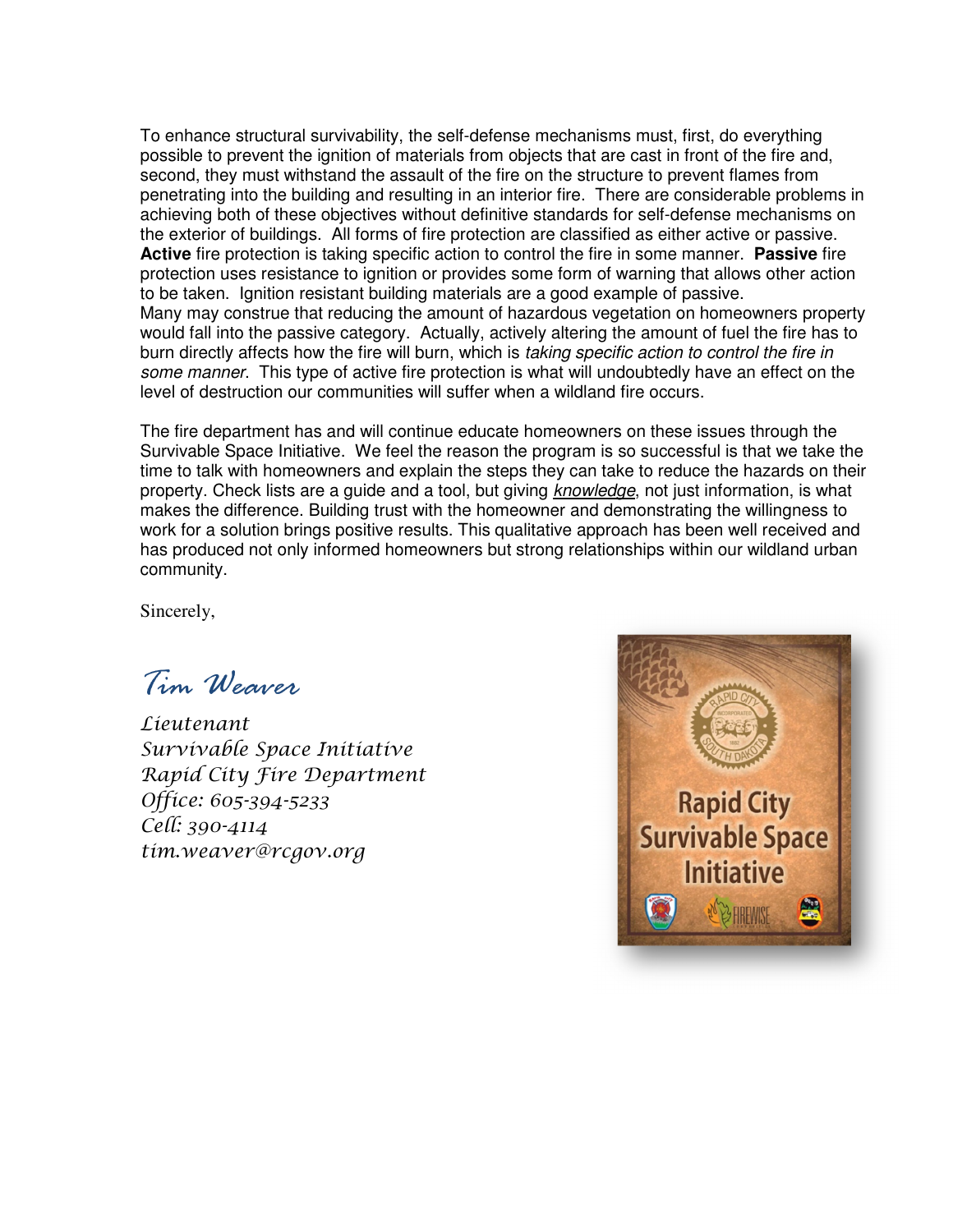To enhance structural survivability, the self-defense mechanisms must, first, do everything possible to prevent the ignition of materials from objects that are cast in front of the fire and, second, they must withstand the assault of the fire on the structure to prevent flames from penetrating into the building and resulting in an interior fire. There are considerable problems in achieving both of these objectives without definitive standards for self-defense mechanisms on the exterior of buildings. All forms of fire protection are classified as either active or passive. **Active** fire protection is taking specific action to control the fire in some manner. **Passive** fire protection uses resistance to ignition or provides some form of warning that allows other action to be taken. Ignition resistant building materials are a good example of passive.
Many may construe that reducing the amount of hazardous vegetation on homeowners property would fall into the passive category. Actually, actively altering the amount of fuel the fire has to burn directly affects how the fire will burn, which is *taking specific action to control the fire in some manner*. This type of active fire protection is what will undoubtedly have an effect on the level of destruction our communities will suffer when a wildland fire occurs.

The fire department has and will continue educate homeowners on these issues through the Survivable Space Initiative. We feel the reason the program is so successful is that we take the time to talk with homeowners and explain the steps they can take to reduce the hazards on their property. Check lists are a guide and a tool, but giving *knowledge*, not just information, is what makes the difference. Building trust with the homeowner and demonstrating the willingness to work for a solution brings positive results. This qualitative approach has been well received and has produced not only informed homeowners but strong relationships within our wildland urban community.

Sincerely,

*Tim Weaver*

*Lieutenant*
*Survivable Space Initiative*
*Rapid City Fire Department*
*Office: 605-394-5233*
*Cell: 390-4114*
*tim.weaver@rcgov.org*

Rapid City Survivable Space Initiative